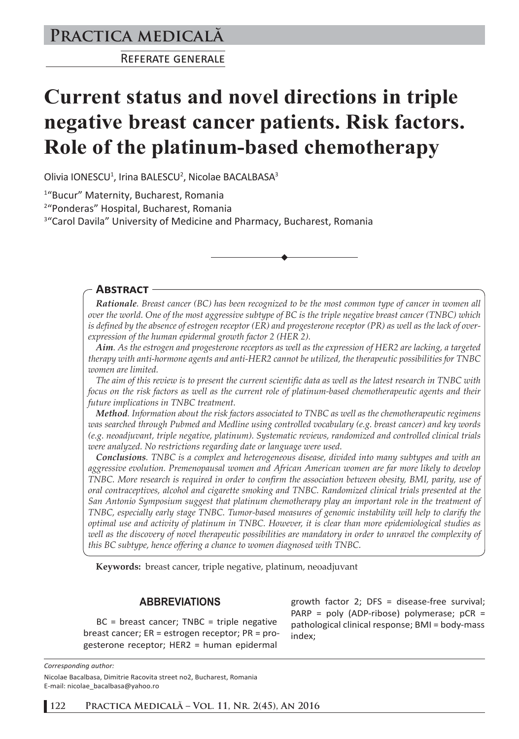Practica medicală

Referate generale

# Current status and novel directions in triple negative breast cancer patients. Risk factors. Role of the platinum-based chemotherapy

Olivia IONESCU[1], Irina BALESCU[2], Nicolae BACALBASA[3]

[1]"Bucur" Maternity, Bucharest, Romania

[2]"Ponderas" Hospital, Bucharest, Romania

[3]"Carol Davila" University of Medicine and Pharmacy, Bucharest, Romania

## Abstract

***Rationale***. *Breast cancer (BC) has been recognized to be the most common type of cancer in women all over the world. One of the most aggressive subtype of BC is the triple negative breast cancer (TNBC) which is defined by the absence of estrogen receptor (ER) and progesterone receptor (PR) as well as the lack of overexpression of the human epidermal growth factor 2 (HER 2).*

***Aim***. *As the estrogen and progesterone receptors as well as the expression of HER2 are lacking, a targeted therapy with anti-hormone agents and anti-HER2 cannot be utilized, the therapeutic possibilities for TNBC women are limited.*

*The aim of this review is to present the current scientific data as well as the latest research in TNBC with focus on the risk factors as well as the current role of platinum-based chemotherapeutic agents and their future implications in TNBC treatment.*

***Method***. *Information about the risk factors associated to TNBC as well as the chemotherapeutic regimens was searched through Pubmed and Medline using controlled vocabulary (e.g. breast cancer) and key words (e.g. neoadjuvant, triple negative, platinum). Systematic reviews, randomized and controlled clinical trials were analyzed. No restrictions regarding date or language were used.*

***Conclusions***. *TNBC is a complex and heterogeneous disease, divided into many subtypes and with an aggressive evolution. Premenopausal women and African American women are far more likely to develop TNBC. More research is required in order to confirm the association between obesity, BMI, parity, use of oral contraceptives, alcohol and cigarette smoking and TNBC. Randomized clinical trials presented at the San Antonio Symposium suggest that platinum chemotherapy play an important role in the treatment of TNBC, especially early stage TNBC. Tumor-based measures of genomic instability will help to clarify the optimal use and activity of platinum in TNBC. However, it is clear than more epidemiological studies as well as the discovery of novel therapeutic possibilities are mandatory in order to unravel the complexity of this BC subtype, hence offering a chance to women diagnosed with TNBC.*

**Keywords:** breast cancer, triple negative, platinum, neoadjuvant

## ABBREVIATIONS

BC = breast cancer; TNBC = triple negative breast cancer; ER = estrogen receptor; PR = progesterone receptor; HER2 = human epidermal growth factor 2; DFS = disease-free survival; PARP = poly (ADP-ribose) polymerase; pCR = pathological clinical response; BMI = body-mass index;

*Corresponding author:*

Nicolae Bacalbasa, Dimitrie Racovita street no2, Bucharest, Romania
E-mail: nicolae_bacalbasa@yahoo.ro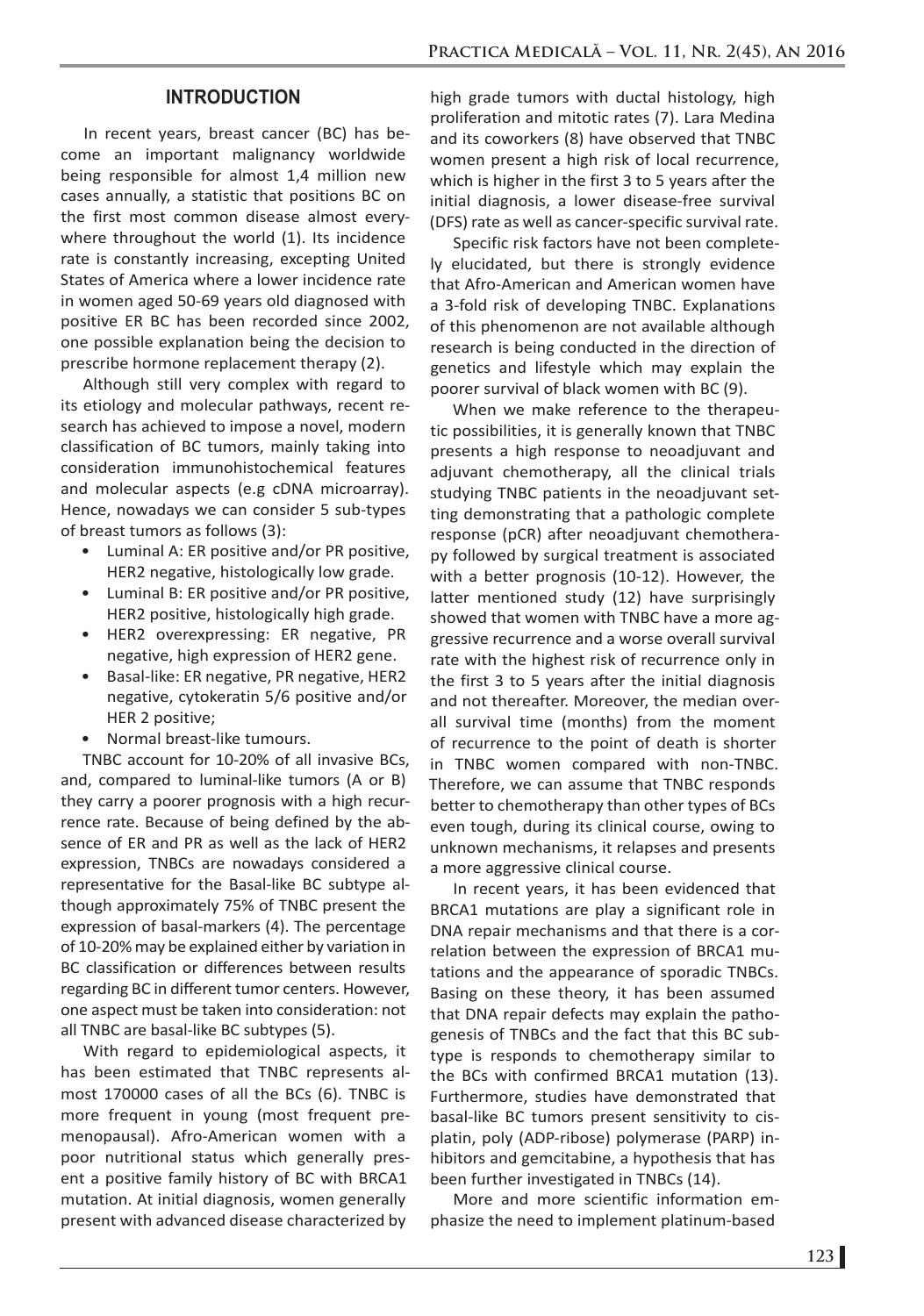## INTRODUCTION

In recent years, breast cancer (BC) has become an important malignancy worldwide being responsible for almost 1,4 million new cases annually, a statistic that positions BC on the first most common disease almost everywhere throughout the world (1). Its incidence rate is constantly increasing, excepting United States of America where a lower incidence rate in women aged 50-69 years old diagnosed with positive ER BC has been recorded since 2002, one possible explanation being the decision to prescribe hormone replacement therapy (2).

Although still very complex with regard to its etiology and molecular pathways, recent research has achieved to impose a novel, modern classification of BC tumors, mainly taking into consideration immunohistochemical features and molecular aspects (e.g cDNA microarray). Hence, nowadays we can consider 5 sub-types of breast tumors as follows (3):

- Luminal A: ER positive and/or PR positive, HER2 negative, histologically low grade.
- Luminal B: ER positive and/or PR positive, HER2 positive, histologically high grade.
- HER2 overexpressing: ER negative, PR negative, high expression of HER2 gene.
- Basal-like: ER negative, PR negative, HER2 negative, cytokeratin 5/6 positive and/or HER 2 positive;
- Normal breast-like tumours.

TNBC account for 10-20% of all invasive BCs, and, compared to luminal-like tumors (A or B) they carry a poorer prognosis with a high recurrence rate. Because of being defined by the absence of ER and PR as well as the lack of HER2 expression, TNBCs are nowadays considered a representative for the Basal-like BC subtype although approximately 75% of TNBC present the expression of basal-markers (4). The percentage of 10-20% may be explained either by variation in BC classification or differences between results regarding BC in different tumor centers. However, one aspect must be taken into consideration: not all TNBC are basal-like BC subtypes (5).

With regard to epidemiological aspects, it has been estimated that TNBC represents almost 170000 cases of all the BCs (6). TNBC is more frequent in young (most frequent premenopausal). Afro-American women with a poor nutritional status which generally present a positive family history of BC with BRCA1 mutation. At initial diagnosis, women generally present with advanced disease characterized by high grade tumors with ductal histology, high proliferation and mitotic rates (7). Lara Medina and its coworkers (8) have observed that TNBC women present a high risk of local recurrence, which is higher in the first 3 to 5 years after the initial diagnosis, a lower disease-free survival (DFS) rate as well as cancer-specific survival rate.

Specific risk factors have not been completely elucidated, but there is strongly evidence that Afro-American and American women have a 3-fold risk of developing TNBC. Explanations of this phenomenon are not available although research is being conducted in the direction of genetics and lifestyle which may explain the poorer survival of black women with BC (9).

When we make reference to the therapeutic possibilities, it is generally known that TNBC presents a high response to neoadjuvant and adjuvant chemotherapy, all the clinical trials studying TNBC patients in the neoadjuvant setting demonstrating that a pathologic complete response (pCR) after neoadjuvant chemotherapy followed by surgical treatment is associated with a better prognosis (10-12). However, the latter mentioned study (12) have surprisingly showed that women with TNBC have a more aggressive recurrence and a worse overall survival rate with the highest risk of recurrence only in the first 3 to 5 years after the initial diagnosis and not thereafter. Moreover, the median overall survival time (months) from the moment of recurrence to the point of death is shorter in TNBC women compared with non-TNBC. Therefore, we can assume that TNBC responds better to chemotherapy than other types of BCs even tough, during its clinical course, owing to unknown mechanisms, it relapses and presents a more aggressive clinical course.

In recent years, it has been evidenced that BRCA1 mutations are play a significant role in DNA repair mechanisms and that there is a correlation between the expression of BRCA1 mutations and the appearance of sporadic TNBCs. Basing on these theory, it has been assumed that DNA repair defects may explain the pathogenesis of TNBCs and the fact that this BC subtype is responds to chemotherapy similar to the BCs with confirmed BRCA1 mutation (13). Furthermore, studies have demonstrated that basal-like BC tumors present sensitivity to cisplatin, poly (ADP-ribose) polymerase (PARP) inhibitors and gemcitabine, a hypothesis that has been further investigated in TNBCs (14).

More and more scientific information emphasize the need to implement platinum-based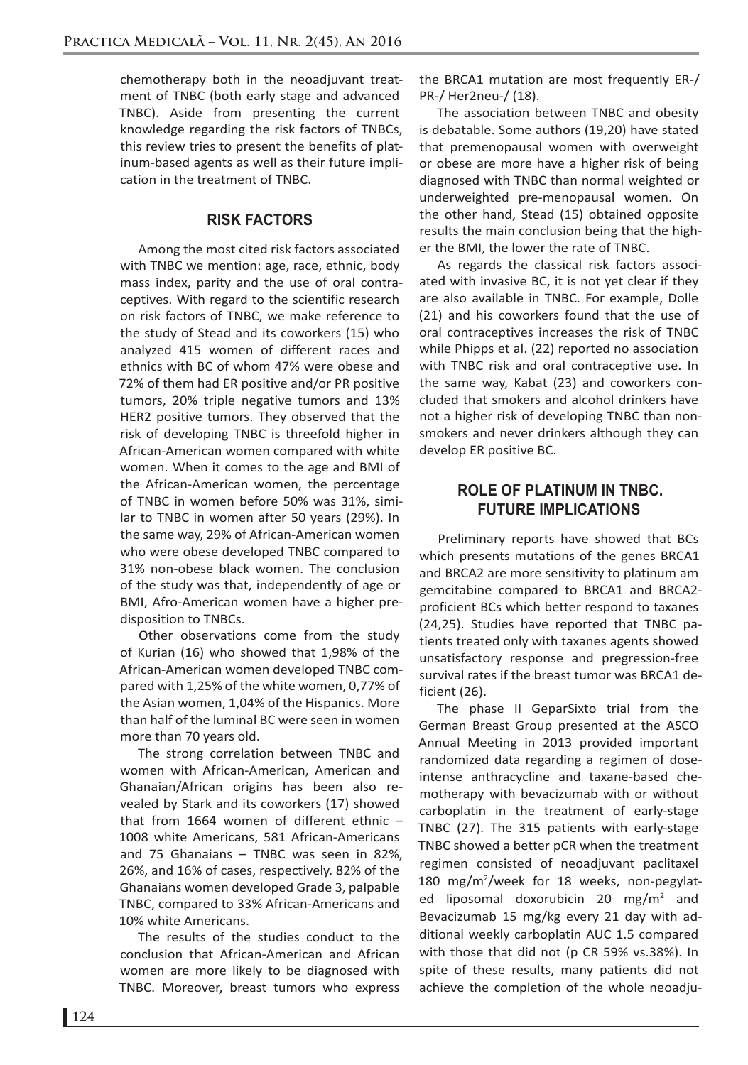chemotherapy both in the neoadjuvant treatment of TNBC (both early stage and advanced TNBC). Aside from presenting the current knowledge regarding the risk factors of TNBCs, this review tries to present the benefits of platinum-based agents as well as their future implication in the treatment of TNBC.

## RISK FACTORS

Among the most cited risk factors associated with TNBC we mention: age, race, ethnic, body mass index, parity and the use of oral contraceptives. With regard to the scientific research on risk factors of TNBC, we make reference to the study of Stead and its coworkers (15) who analyzed 415 women of different races and ethnics with BC of whom 47% were obese and 72% of them had ER positive and/or PR positive tumors, 20% triple negative tumors and 13% HER2 positive tumors. They observed that the risk of developing TNBC is threefold higher in African-American women compared with white women. When it comes to the age and BMI of the African-American women, the percentage of TNBC in women before 50% was 31%, similar to TNBC in women after 50 years (29%). In the same way, 29% of African-American women who were obese developed TNBC compared to 31% non-obese black women. The conclusion of the study was that, independently of age or BMI, Afro-American women have a higher predisposition to TNBCs.

Other observations come from the study of Kurian (16) who showed that 1,98% of the African-American women developed TNBC compared with 1,25% of the white women, 0,77% of the Asian women, 1,04% of the Hispanics. More than half of the luminal BC were seen in women more than 70 years old.

The strong correlation between TNBC and women with African-American, American and Ghanaian/African origins has been also revealed by Stark and its coworkers (17) showed that from 1664 women of different ethnic – 1008 white Americans, 581 African-Americans and 75 Ghanaians – TNBC was seen in 82%, 26%, and 16% of cases, respectively. 82% of the Ghanaians women developed Grade 3, palpable TNBC, compared to 33% African-Americans and 10% white Americans.

The results of the studies conduct to the conclusion that African-American and African women are more likely to be diagnosed with TNBC. Moreover, breast tumors who express the BRCA1 mutation are most frequently ER-/ PR-/ Her2neu-/ (18).

The association between TNBC and obesity is debatable. Some authors (19,20) have stated that premenopausal women with overweight or obese are more have a higher risk of being diagnosed with TNBC than normal weighted or underweighted pre-menopausal women. On the other hand, Stead (15) obtained opposite results the main conclusion being that the higher the BMI, the lower the rate of TNBC.

As regards the classical risk factors associated with invasive BC, it is not yet clear if they are also available in TNBC. For example, Dolle (21) and his coworkers found that the use of oral contraceptives increases the risk of TNBC while Phipps et al. (22) reported no association with TNBC risk and oral contraceptive use. In the same way, Kabat (23) and coworkers concluded that smokers and alcohol drinkers have not a higher risk of developing TNBC than nonsmokers and never drinkers although they can develop ER positive BC.

## ROLE OF PLATINUM IN TNBC. FUTURE IMPLICATIONS

Preliminary reports have showed that BCs which presents mutations of the genes BRCA1 and BRCA2 are more sensitivity to platinum am gemcitabine compared to BRCA1 and BRCA2-proficient BCs which better respond to taxanes (24,25). Studies have reported that TNBC patients treated only with taxanes agents showed unsatisfactory response and pregression-free survival rates if the breast tumor was BRCA1 deficient (26).

The phase II GeparSixto trial from the German Breast Group presented at the ASCO Annual Meeting in 2013 provided important randomized data regarding a regimen of dose-intense anthracycline and taxane-based chemotherapy with bevacizumab with or without carboplatin in the treatment of early-stage TNBC (27). The 315 patients with early-stage TNBC showed a better pCR when the treatment regimen consisted of neoadjuvant paclitaxel 180 mg/m$^2$/week for 18 weeks, non-pegylated liposomal doxorubicin 20 mg/m$^2$ and Bevacizumab 15 mg/kg every 21 day with additional weekly carboplatin AUC 1.5 compared with those that did not (p CR 59% vs.38%). In spite of these results, many patients did not achieve the completion of the whole neoadju-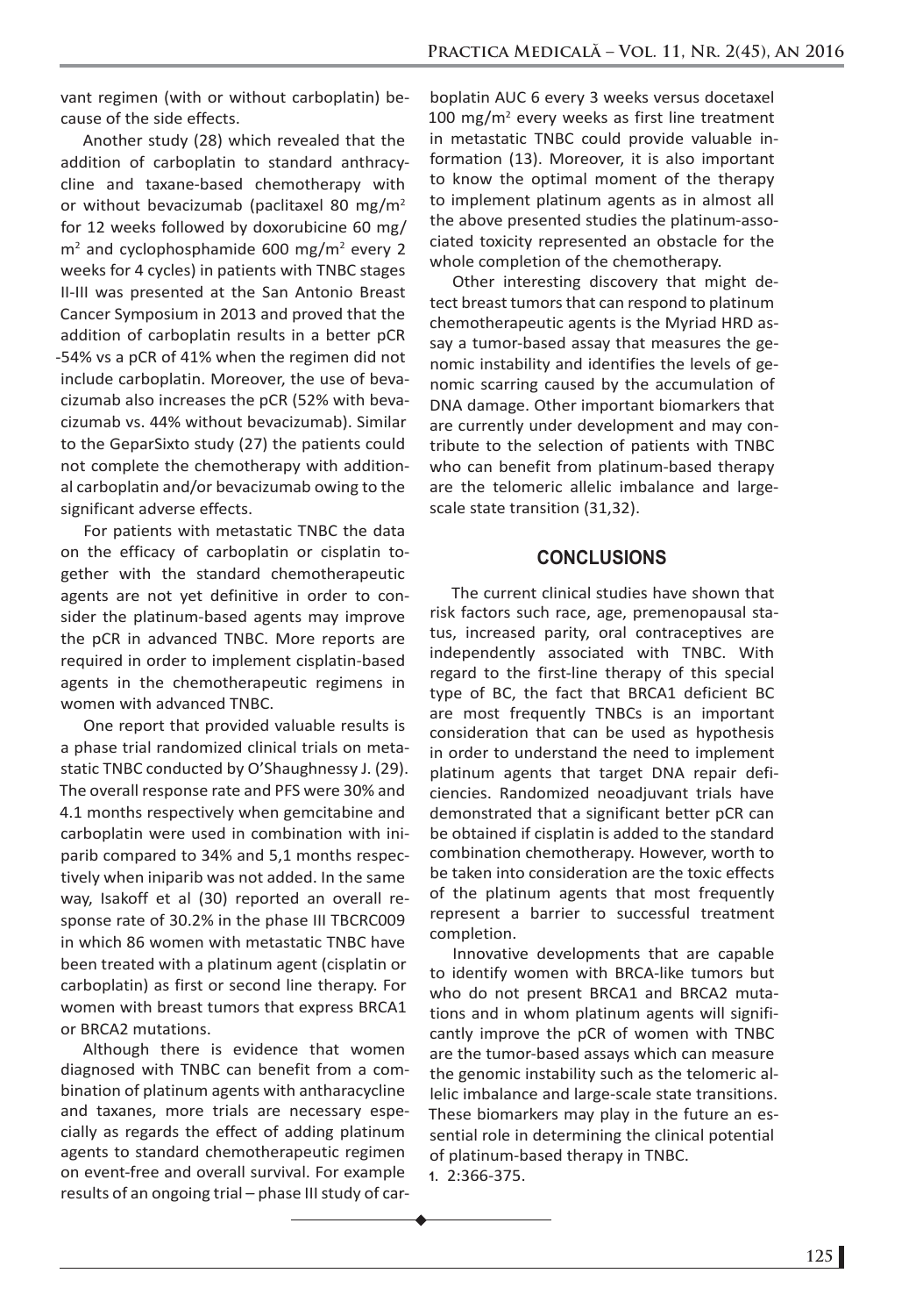vant regimen (with or without carboplatin) because of the side effects.

Another study (28) which revealed that the addition of carboplatin to standard anthracycline and taxane-based chemotherapy with or without bevacizumab (paclitaxel 80 mg/m$^2$ for 12 weeks followed by doxorubicine 60 mg/m$^2$ and cyclophosphamide 600 mg/m$^2$ every 2 weeks for 4 cycles) in patients with TNBC stages II-III was presented at the San Antonio Breast Cancer Symposium in 2013 and proved that the addition of carboplatin results in a better pCR -54% vs a pCR of 41% when the regimen did not include carboplatin. Moreover, the use of bevacizumab also increases the pCR (52% with bevacizumab vs. 44% without bevacizumab). Similar to the GeparSixto study (27) the patients could not complete the chemotherapy with additional carboplatin and/or bevacizumab owing to the significant adverse effects.

For patients with metastatic TNBC the data on the efficacy of carboplatin or cisplatin together with the standard chemotherapeutic agents are not yet definitive in order to consider the platinum-based agents may improve the pCR in advanced TNBC. More reports are required in order to implement cisplatin-based agents in the chemotherapeutic regimens in women with advanced TNBC.

One report that provided valuable results is a phase trial randomized clinical trials on metastatic TNBC conducted by O'Shaughnessy J. (29). The overall response rate and PFS were 30% and 4.1 months respectively when gemcitabine and carboplatin were used in combination with iniparib compared to 34% and 5,1 months respectively when iniparib was not added. In the same way, Isakoff et al (30) reported an overall response rate of 30.2% in the phase III TBCRC009 in which 86 women with metastatic TNBC have been treated with a platinum agent (cisplatin or carboplatin) as first or second line therapy. For women with breast tumors that express BRCA1 or BRCA2 mutations.

Although there is evidence that women diagnosed with TNBC can benefit from a combination of platinum agents with antharacycline and taxanes, more trials are necessary especially as regards the effect of adding platinum agents to standard chemotherapeutic regimen on event-free and overall survival. For example results of an ongoing trial – phase III study of carboplatin AUC 6 every 3 weeks versus docetaxel 100 mg/m$^2$ every weeks as first line treatment in metastatic TNBC could provide valuable information (13). Moreover, it is also important to know the optimal moment of the therapy to implement platinum agents as in almost all the above presented studies the platinum-associated toxicity represented an obstacle for the whole completion of the chemotherapy.

Other interesting discovery that might detect breast tumors that can respond to platinum chemotherapeutic agents is the Myriad HRD assay a tumor-based assay that measures the genomic instability and identifies the levels of genomic scarring caused by the accumulation of DNA damage. Other important biomarkers that are currently under development and may contribute to the selection of patients with TNBC who can benefit from platinum-based therapy are the telomeric allelic imbalance and large-scale state transition (31,32).

## CONCLUSIONS

The current clinical studies have shown that risk factors such race, age, premenopausal status, increased parity, oral contraceptives are independently associated with TNBC. With regard to the first-line therapy of this special type of BC, the fact that BRCA1 deficient BC are most frequently TNBCs is an important consideration that can be used as hypothesis in order to understand the need to implement platinum agents that target DNA repair deficiencies. Randomized neoadjuvant trials have demonstrated that a significant better pCR can be obtained if cisplatin is added to the standard combination chemotherapy. However, worth to be taken into consideration are the toxic effects of the platinum agents that most frequently represent a barrier to successful treatment completion.

Innovative developments that are capable to identify women with BRCA-like tumors but who do not present BRCA1 and BRCA2 mutations and in whom platinum agents will significantly improve the pCR of women with TNBC are the tumor-based assays which can measure the genomic instability such as the telomeric allelic imbalance and large-scale state transitions. These biomarkers may play in the future an essential role in determining the clinical potential of platinum-based therapy in TNBC.

1. 2:366-375.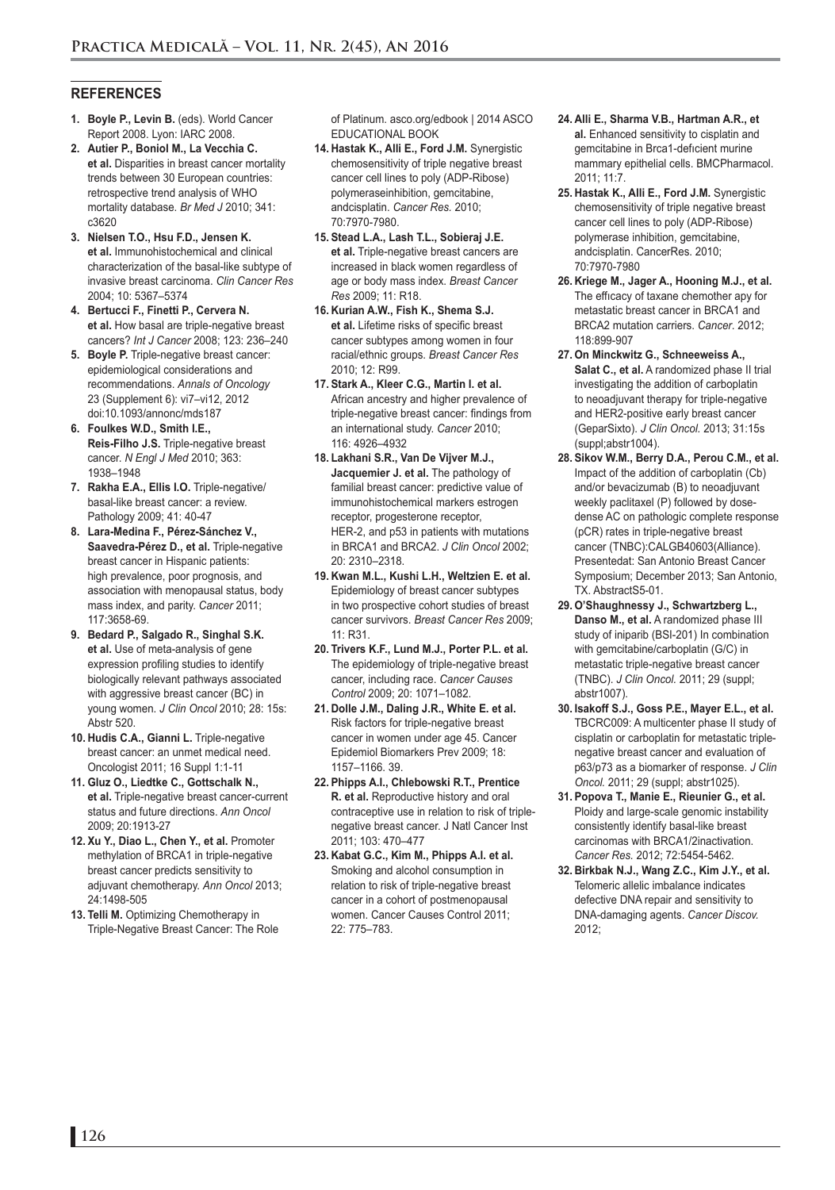## REFERENCES

1. **Boyle P., Levin B.** (eds). World Cancer Report 2008. Lyon: IARC 2008.
2. **Autier P., Boniol M., La Vecchia C. et al.** Disparities in breast cancer mortality trends between 30 European countries: retrospective trend analysis of WHO mortality database. *Br Med J* 2010; 341: c3620
3. **Nielsen T.O., Hsu F.D., Jensen K. et al.** Immunohistochemical and clinical characterization of the basal-like subtype of invasive breast carcinoma. *Clin Cancer Res* 2004; 10: 5367–5374
4. **Bertucci F., Finetti P., Cervera N. et al.** How basal are triple-negative breast cancers? *Int J Cancer* 2008; 123: 236–240
5. **Boyle P.** Triple-negative breast cancer: epidemiological considerations and recommendations. *Annals of Oncology* 23 (Supplement 6): vi7–vi12, 2012 doi:10.1093/annonc/mds187
6. **Foulkes W.D., Smith I.E., Reis-Filho J.S.** Triple-negative breast cancer. *N Engl J Med* 2010; 363: 1938–1948
7. **Rakha E.A., Ellis I.O.** Triple-negative/basal-like breast cancer: a review. Pathology 2009; 41: 40-47
8. **Lara-Medina F., Pérez-Sánchez V., Saavedra-Pérez D., et al.** Triple-negative breast cancer in Hispanic patients: high prevalence, poor prognosis, and association with menopausal status, body mass index, and parity. *Cancer* 2011; 117:3658-69.
9. **Bedard P., Salgado R., Singhal S.K. et al.** Use of meta-analysis of gene expression profiling studies to identify biologically relevant pathways associated with aggressive breast cancer (BC) in young women. *J Clin Oncol* 2010; 28: 15s: Abstr 520.
10. **Hudis C.A., Gianni L.** Triple-negative breast cancer: an unmet medical need. Oncologist 2011; 16 Suppl 1:1-11
11. **Gluz O., Liedtke C., Gottschalk N., et al.** Triple-negative breast cancer-current status and future directions. *Ann Oncol* 2009; 20:1913-27
12. **Xu Y., Diao L., Chen Y., et al.** Promoter methylation of BRCA1 in triple-negative breast cancer predicts sensitivity to adjuvant chemotherapy. *Ann Oncol* 2013; 24:1498-505
13. **Telli M.** Optimizing Chemotherapy in Triple-Negative Breast Cancer: The Role of Platinum. asco.org/edbook | 2014 ASCO EDUCATIONAL BOOK
14. **Hastak K., Alli E., Ford J.M.** Synergistic chemosensitivity of triple negative breast cancer cell lines to poly (ADP-Ribose) polymeraseinhibition, gemcitabine, andcisplatin. *Cancer Res.* 2010; 70:7970-7980.
15. **Stead L.A., Lash T.L., Sobieraj J.E. et al.** Triple-negative breast cancers are increased in black women regardless of age or body mass index. *Breast Cancer Res* 2009; 11: R18.
16. **Kurian A.W., Fish K., Shema S.J. et al.** Lifetime risks of specific breast cancer subtypes among women in four racial/ethnic groups. *Breast Cancer Res* 2010; 12: R99.
17. **Stark A., Kleer C.G., Martin I. et al.** African ancestry and higher prevalence of triple-negative breast cancer: findings from an international study. *Cancer* 2010; 116: 4926–4932
18. **Lakhani S.R., Van De Vijver M.J., Jacquemier J. et al.** The pathology of familial breast cancer: predictive value of immunohistochemical markers estrogen receptor, progesterone receptor, HER-2, and p53 in patients with mutations in BRCA1 and BRCA2. *J Clin Oncol* 2002; 20: 2310–2318.
19. **Kwan M.L., Kushi L.H., Weltzien E. et al.** Epidemiology of breast cancer subtypes in two prospective cohort studies of breast cancer survivors. *Breast Cancer Res* 2009; 11: R31.
20. **Trivers K.F., Lund M.J., Porter P.L. et al.** The epidemiology of triple-negative breast cancer, including race. *Cancer Causes Control* 2009; 20: 1071–1082.
21. **Dolle J.M., Daling J.R., White E. et al.** Risk factors for triple-negative breast cancer in women under age 45. Cancer Epidemiol Biomarkers Prev 2009; 18: 1157–1166. 39.
22. **Phipps A.I., Chlebowski R.T., Prentice R. et al.** Reproductive history and oral contraceptive use in relation to risk of triple-negative breast cancer. J Natl Cancer Inst 2011; 103: 470–477
23. **Kabat G.C., Kim M., Phipps A.I. et al.** Smoking and alcohol consumption in relation to risk of triple-negative breast cancer in a cohort of postmenopausal women. Cancer Causes Control 2011; 22: 775–783.
24. **Alli E., Sharma V.B., Hartman A.R., et al.** Enhanced sensitivity to cisplatin and gemcitabine in Brca1-deficient murine mammary epithelial cells. BMCPharmacol. 2011; 11:7.
25. **Hastak K., Alli E., Ford J.M.** Synergistic chemosensitivity of triple negative breast cancer cell lines to poly (ADP-Ribose) polymerase inhibition, gemcitabine, andcisplatin. CancerRes. 2010; 70:7970-7980
26. **Kriege M., Jager A., Hooning M.J., et al.** The efficacy of taxane chemother apy for metastatic breast cancer in BRCA1 and BRCA2 mutation carriers. *Cancer*. 2012; 118:899-907
27. **On Minckwitz G., Schneeweiss A., Salat C., et al.** A randomized phase II trial investigating the addition of carboplatin to neoadjuvant therapy for triple-negative and HER2-positive early breast cancer (GeparSixto). *J Clin Oncol.* 2013; 31:15s (suppl;abstr1004).
28. **Sikov W.M., Berry D.A., Perou C.M., et al.** Impact of the addition of carboplatin (Cb) and/or bevacizumab (B) to neoadjuvant weekly paclitaxel (P) followed by dose-dense AC on pathologic complete response (pCR) rates in triple-negative breast cancer (TNBC):CALGB40603(Alliance). Presentedat: San Antonio Breast Cancer Symposium; December 2013; San Antonio, TX. AbstractS5-01.
29. **O'Shaughnessy J., Schwartzberg L., Danso M., et al.** A randomized phase III study of iniparib (BSI-201) In combination with gemcitabine/carboplatin (G/C) in metastatic triple-negative breast cancer (TNBC). *J Clin Oncol.* 2011; 29 (suppl; abstr1007).
30. **Isakoff S.J., Goss P.E., Mayer E.L., et al.** TBCRC009: A multicenter phase II study of cisplatin or carboplatin for metastatic triple-negative breast cancer and evaluation of p63/p73 as a biomarker of response. *J Clin Oncol.* 2011; 29 (suppl; abstr1025).
31. **Popova T., Manie E., Rieunier G., et al.** Ploidy and large-scale genomic instability consistently identify basal-like breast carcinomas with BRCA1/2inactivation. *Cancer Res.* 2012; 72:5454-5462.
32. **Birkbak N.J., Wang Z.C., Kim J.Y., et al.** Telomeric allelic imbalance indicates defective DNA repair and sensitivity to DNA-damaging agents. *Cancer Discov.* 2012;